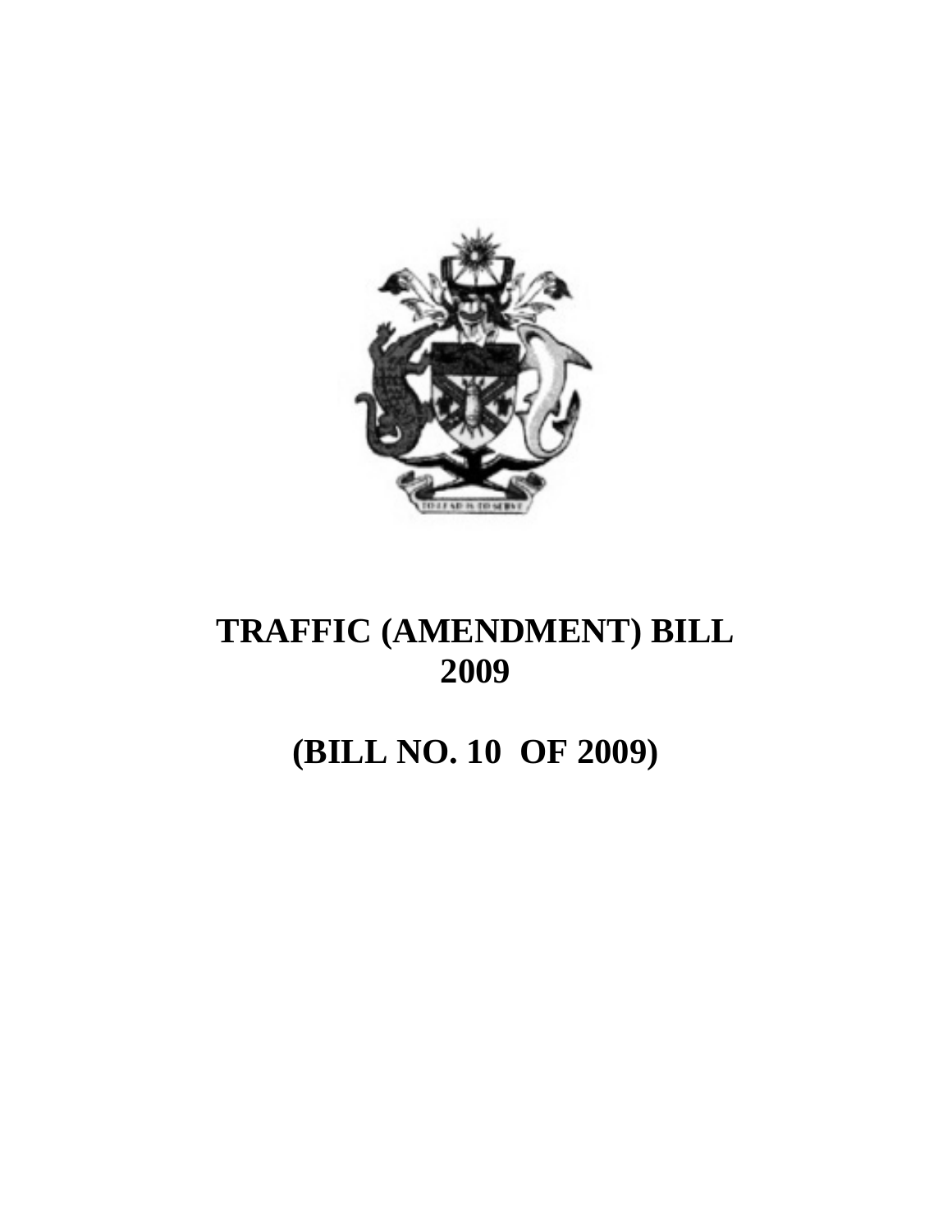# TRAFFIC (AMENDMENT) BILL 2009

# (BILL NO. 10 OF 2009)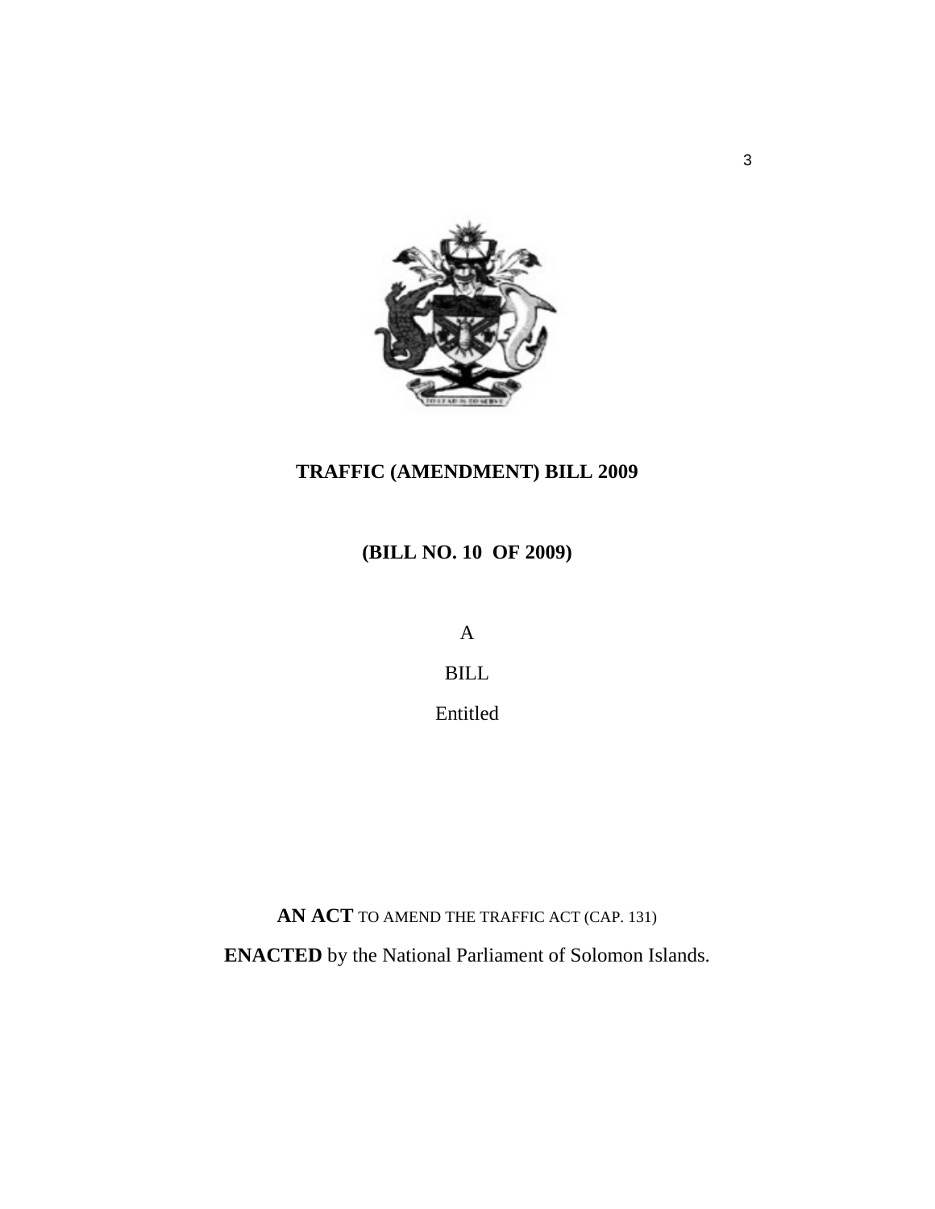**TRAFFIC (AMENDMENT) BILL 2009**

**(BILL NO. 10 OF 2009)**

A

BILL

Entitled

**AN ACT** TO AMEND THE TRAFFIC ACT (CAP. 131)

**ENACTED** by the National Parliament of Solomon Islands.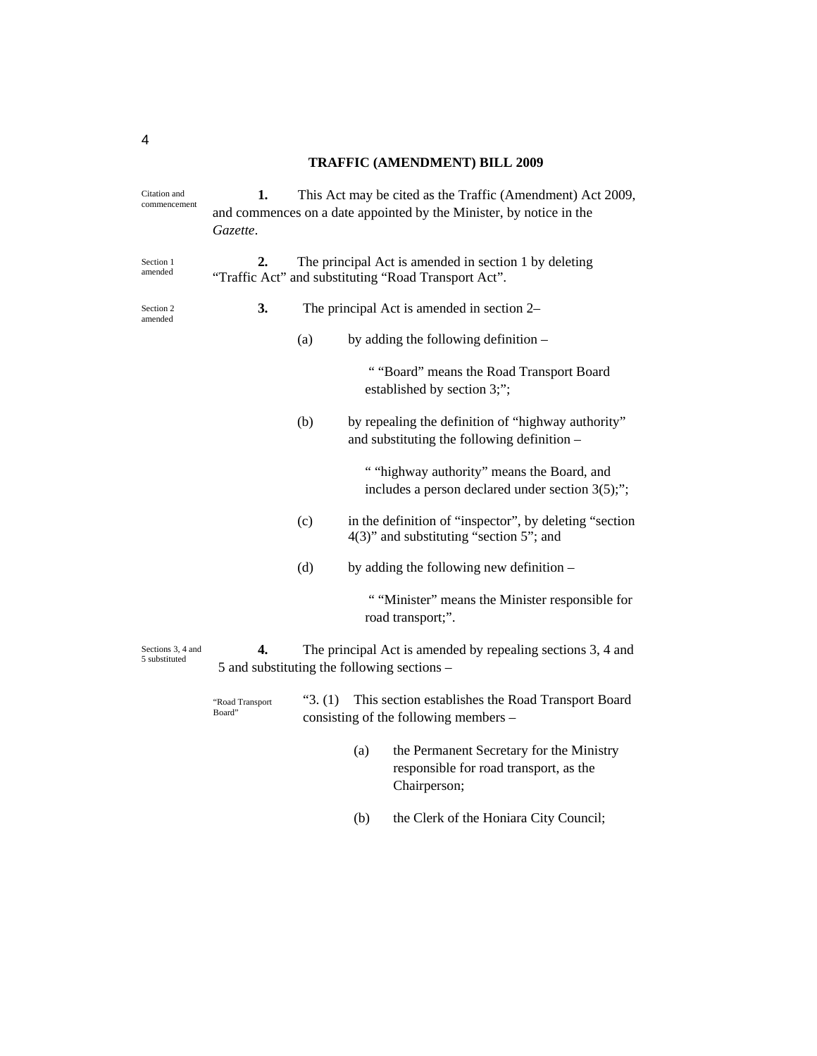## TRAFFIC (AMENDMENT) BILL 2009

Citation and commencement

**1.** This Act may be cited as the Traffic (Amendment) Act 2009, and commences on a date appointed by the Minister, by notice in the *Gazette*.

Section 1 amended

**2.** The principal Act is amended in section 1 by deleting "Traffic Act" and substituting "Road Transport Act".

Section 2 amended

**3.** The principal Act is amended in section 2–

(a) by adding the following definition –

" "Board" means the Road Transport Board established by section 3;";

(b) by repealing the definition of "highway authority" and substituting the following definition –

" "highway authority" means the Board, and includes a person declared under section 3(5);";

(c) in the definition of "inspector", by deleting "section 4(3)" and substituting "section 5"; and

(d) by adding the following new definition –

" "Minister" means the Minister responsible for road transport;".

Sections 3, 4 and 5 substituted

**4.** The principal Act is amended by repealing sections 3, 4 and 5 and substituting the following sections –

"Road Transport Board"

"3. (1) This section establishes the Road Transport Board consisting of the following members –

(a) the Permanent Secretary for the Ministry responsible for road transport, as the Chairperson;

(b) the Clerk of the Honiara City Council;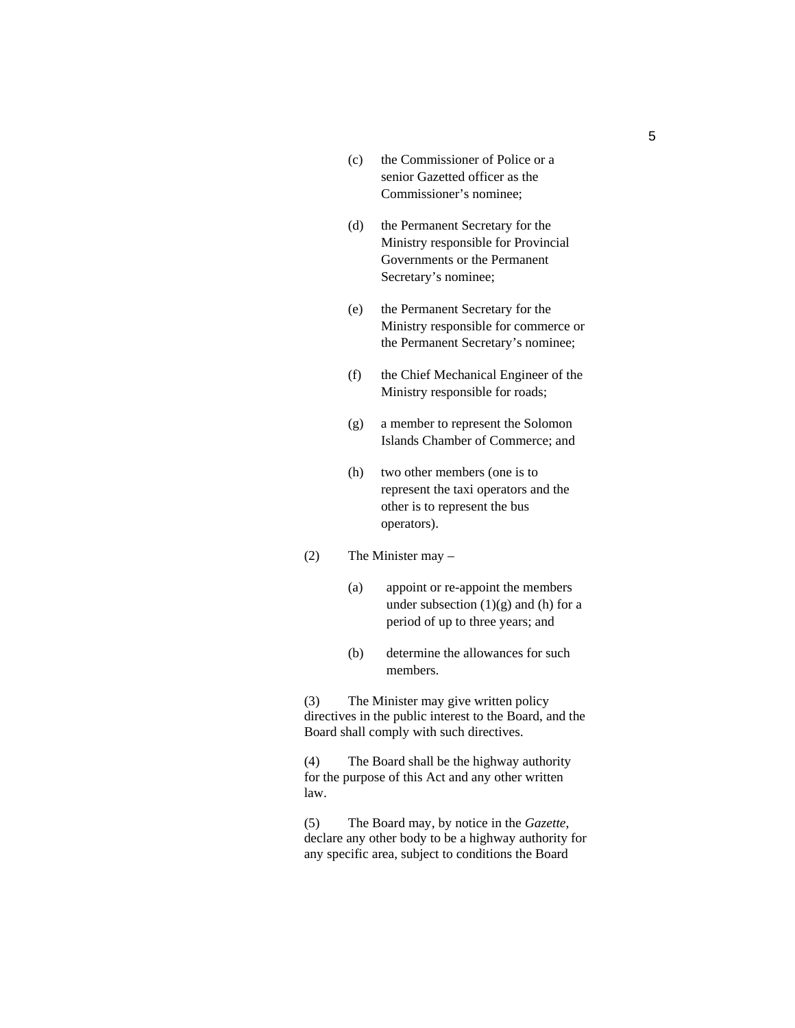(c) the Commissioner of Police or a senior Gazetted officer as the Commissioner's nominee;

(d) the Permanent Secretary for the Ministry responsible for Provincial Governments or the Permanent Secretary's nominee;

(e) the Permanent Secretary for the Ministry responsible for commerce or the Permanent Secretary's nominee;

(f) the Chief Mechanical Engineer of the Ministry responsible for roads;

(g) a member to represent the Solomon Islands Chamber of Commerce; and

(h) two other members (one is to represent the taxi operators and the other is to represent the bus operators).

(2) The Minister may –

(a) appoint or re-appoint the members under subsection (1)(g) and (h) for a period of up to three years; and

(b) determine the allowances for such members.

(3) The Minister may give written policy directives in the public interest to the Board, and the Board shall comply with such directives.

(4) The Board shall be the highway authority for the purpose of this Act and any other written law.

(5) The Board may, by notice in the *Gazette*, declare any other body to be a highway authority for any specific area, subject to conditions the Board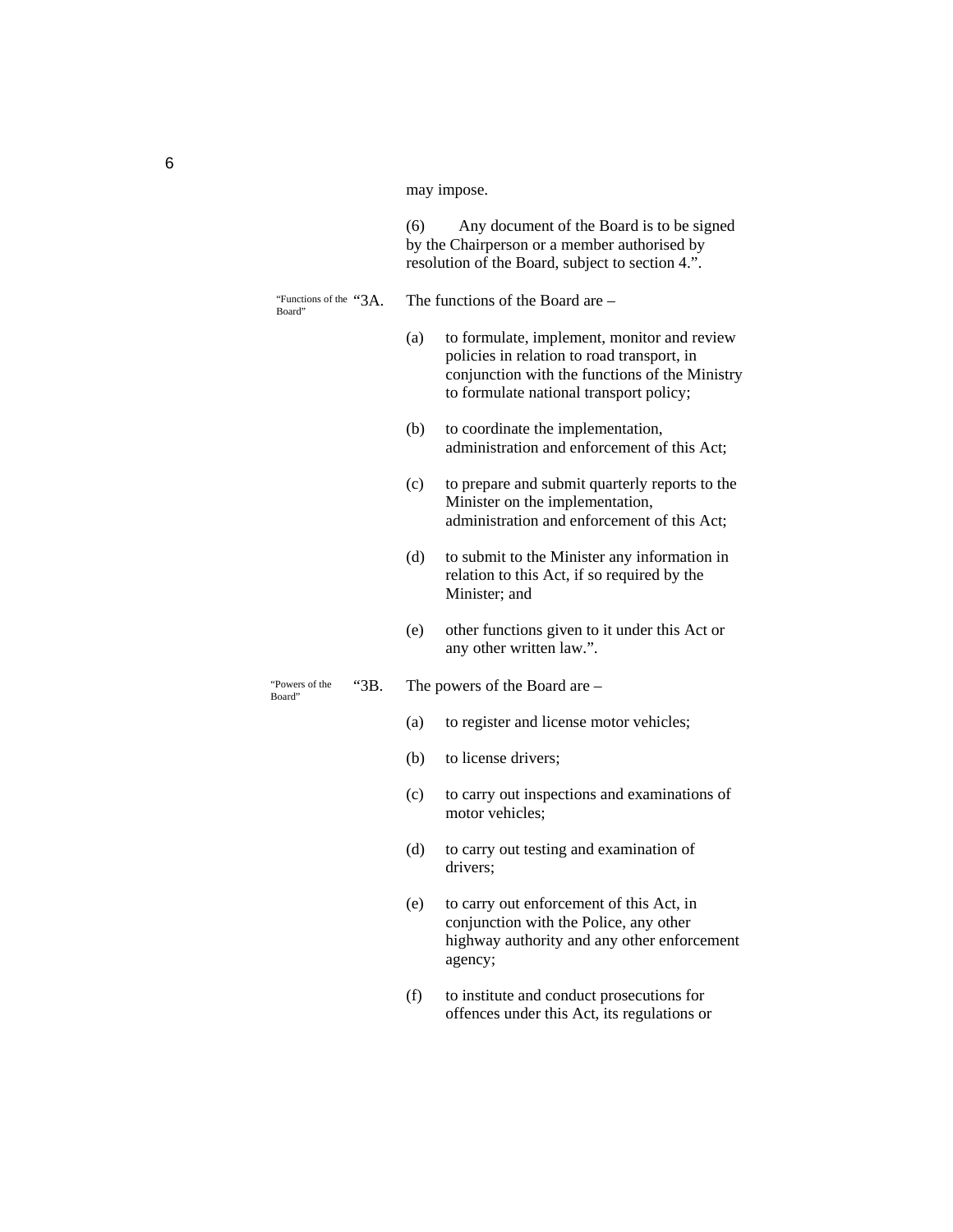may impose.

(6) Any document of the Board is to be signed by the Chairperson or a member authorised by resolution of the Board, subject to section 4.".

"Functions of the Board"

"3A. The functions of the Board are –

(a) to formulate, implement, monitor and review policies in relation to road transport, in conjunction with the functions of the Ministry to formulate national transport policy;

(b) to coordinate the implementation, administration and enforcement of this Act;

(c) to prepare and submit quarterly reports to the Minister on the implementation, administration and enforcement of this Act;

(d) to submit to the Minister any information in relation to this Act, if so required by the Minister; and

(e) other functions given to it under this Act or any other written law.".

"Powers of the Board"

"3B. The powers of the Board are –

(a) to register and license motor vehicles;

(b) to license drivers;

(c) to carry out inspections and examinations of motor vehicles;

(d) to carry out testing and examination of drivers;

(e) to carry out enforcement of this Act, in conjunction with the Police, any other highway authority and any other enforcement agency;

(f) to institute and conduct prosecutions for offences under this Act, its regulations or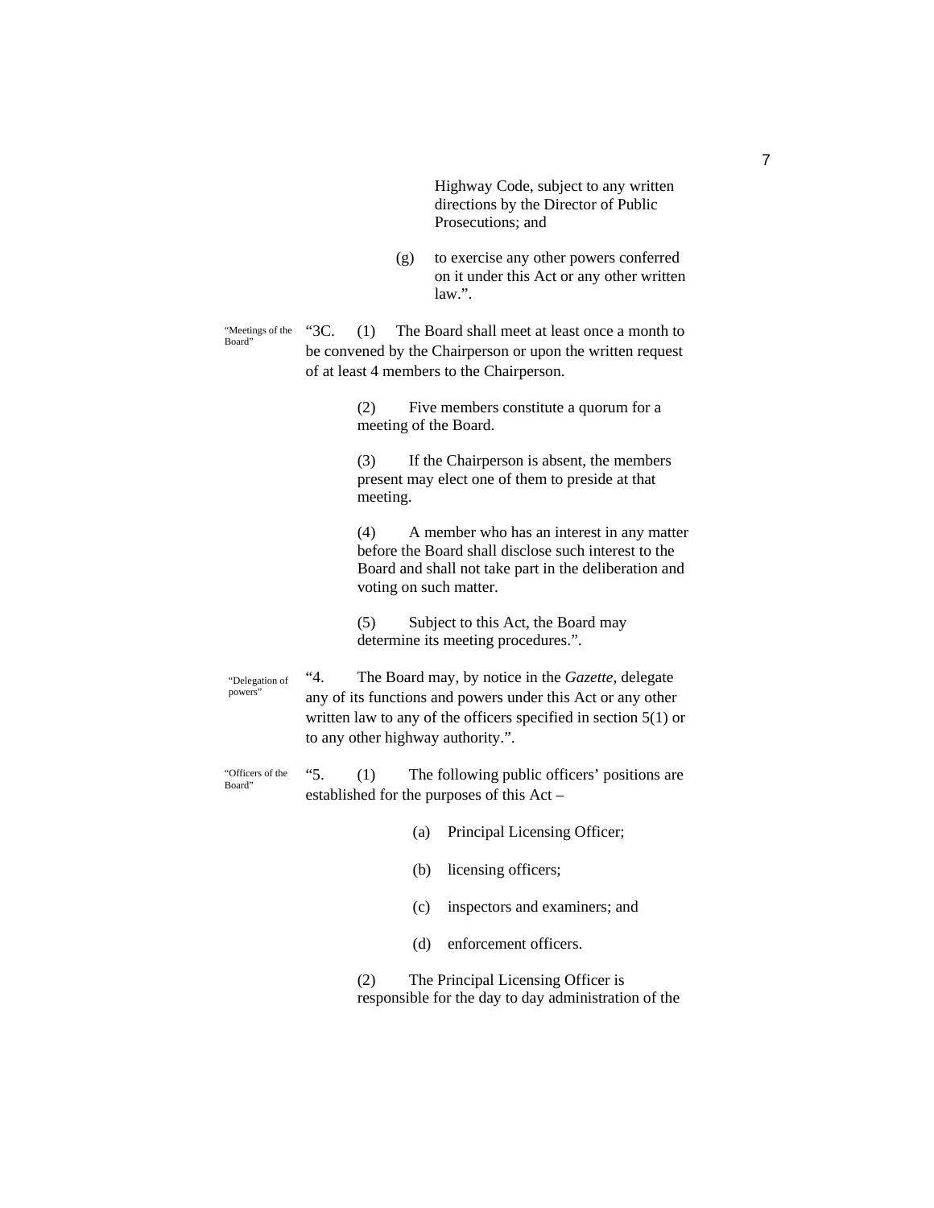Highway Code, subject to any written directions by the Director of Public Prosecutions; and

(g) to exercise any other powers conferred on it under this Act or any other written law.".

"Meetings of the Board"

"3C. (1) The Board shall meet at least once a month to be convened by the Chairperson or upon the written request of at least 4 members to the Chairperson.

(2) Five members constitute a quorum for a meeting of the Board.

(3) If the Chairperson is absent, the members present may elect one of them to preside at that meeting.

(4) A member who has an interest in any matter before the Board shall disclose such interest to the Board and shall not take part in the deliberation and voting on such matter.

(5) Subject to this Act, the Board may determine its meeting procedures.".

"Delegation of powers"

"4. The Board may, by notice in the *Gazette*, delegate any of its functions and powers under this Act or any other written law to any of the officers specified in section 5(1) or to any other highway authority.".

"Officers of the Board"

"5. (1) The following public officers' positions are established for the purposes of this Act –

(a) Principal Licensing Officer;

(b) licensing officers;

(c) inspectors and examiners; and

(d) enforcement officers.

(2) The Principal Licensing Officer is responsible for the day to day administration of the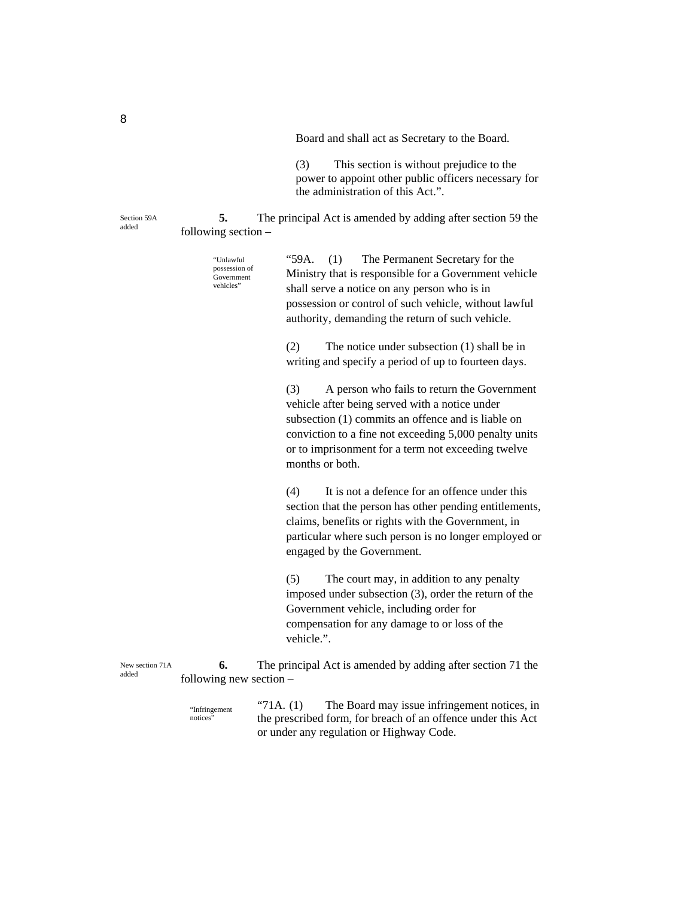Board and shall act as Secretary to the Board.

(3) This section is without prejudice to the power to appoint other public officers necessary for the administration of this Act.".

Section 59A added

**5.** The principal Act is amended by adding after section 59 the following section –

"Unlawful possession of Government vehicles"

"59A. (1) The Permanent Secretary for the Ministry that is responsible for a Government vehicle shall serve a notice on any person who is in possession or control of such vehicle, without lawful authority, demanding the return of such vehicle.

(2) The notice under subsection (1) shall be in writing and specify a period of up to fourteen days.

(3) A person who fails to return the Government vehicle after being served with a notice under subsection (1) commits an offence and is liable on conviction to a fine not exceeding 5,000 penalty units or to imprisonment for a term not exceeding twelve months or both.

(4) It is not a defence for an offence under this section that the person has other pending entitlements, claims, benefits or rights with the Government, in particular where such person is no longer employed or engaged by the Government.

(5) The court may, in addition to any penalty imposed under subsection (3), order the return of the Government vehicle, including order for compensation for any damage to or loss of the vehicle.".

New section 71A added

**6.** The principal Act is amended by adding after section 71 the following new section –

"Infringement notices"

"71A. (1) The Board may issue infringement notices, in the prescribed form, for breach of an offence under this Act or under any regulation or Highway Code.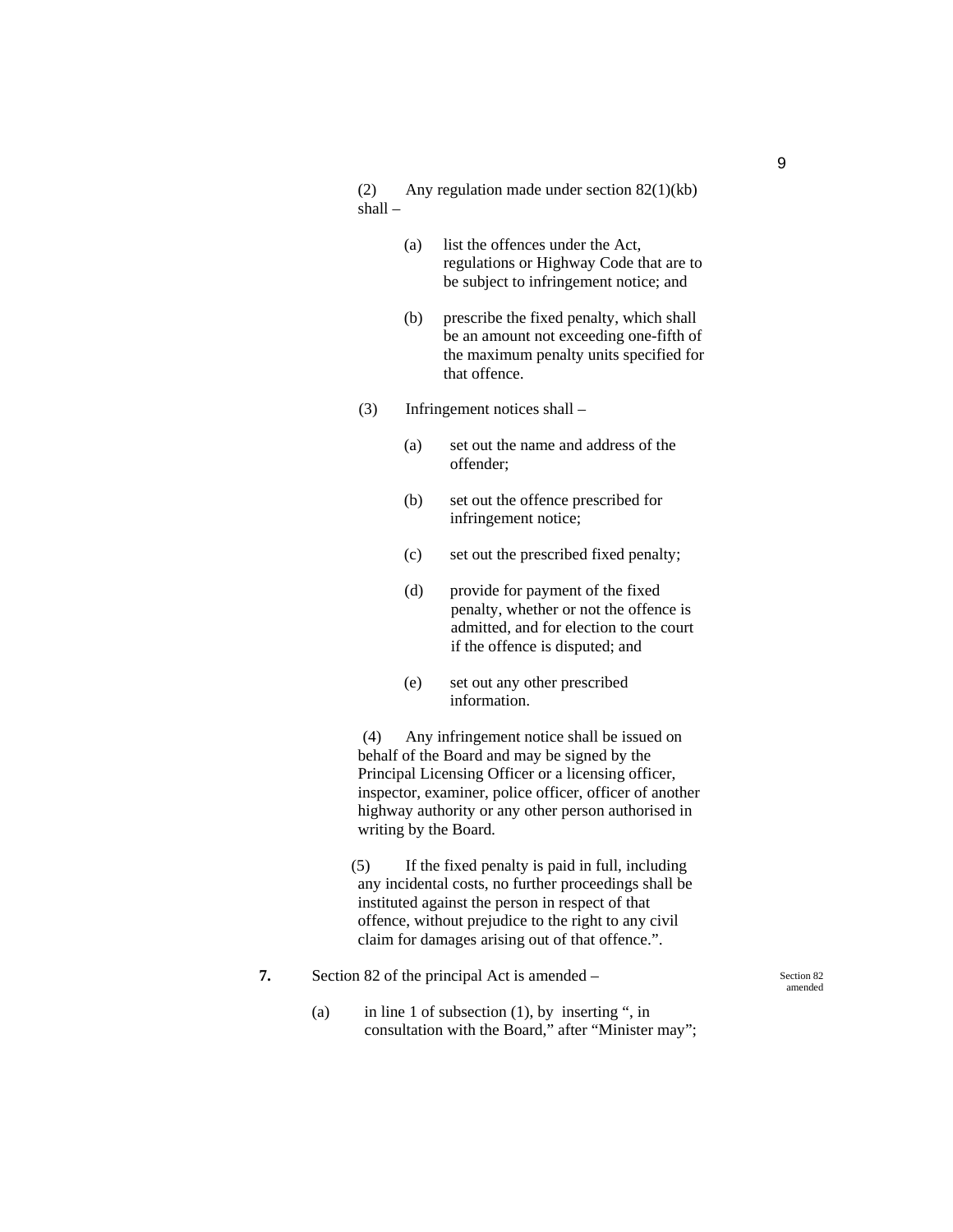(2) Any regulation made under section 82(1)(kb) shall –

(a) list the offences under the Act, regulations or Highway Code that are to be subject to infringement notice; and

(b) prescribe the fixed penalty, which shall be an amount not exceeding one-fifth of the maximum penalty units specified for that offence.

(3) Infringement notices shall –

(a) set out the name and address of the offender;

(b) set out the offence prescribed for infringement notice;

(c) set out the prescribed fixed penalty;

(d) provide for payment of the fixed penalty, whether or not the offence is admitted, and for election to the court if the offence is disputed; and

(e) set out any other prescribed information.

(4) Any infringement notice shall be issued on behalf of the Board and may be signed by the Principal Licensing Officer or a licensing officer, inspector, examiner, police officer, officer of another highway authority or any other person authorised in writing by the Board.

(5) If the fixed penalty is paid in full, including any incidental costs, no further proceedings shall be instituted against the person in respect of that offence, without prejudice to the right to any civil claim for damages arising out of that offence.".

**7.** Section 82 of the principal Act is amended –

Section 82 amended

(a) in line 1 of subsection (1), by inserting ", in consultation with the Board," after "Minister may";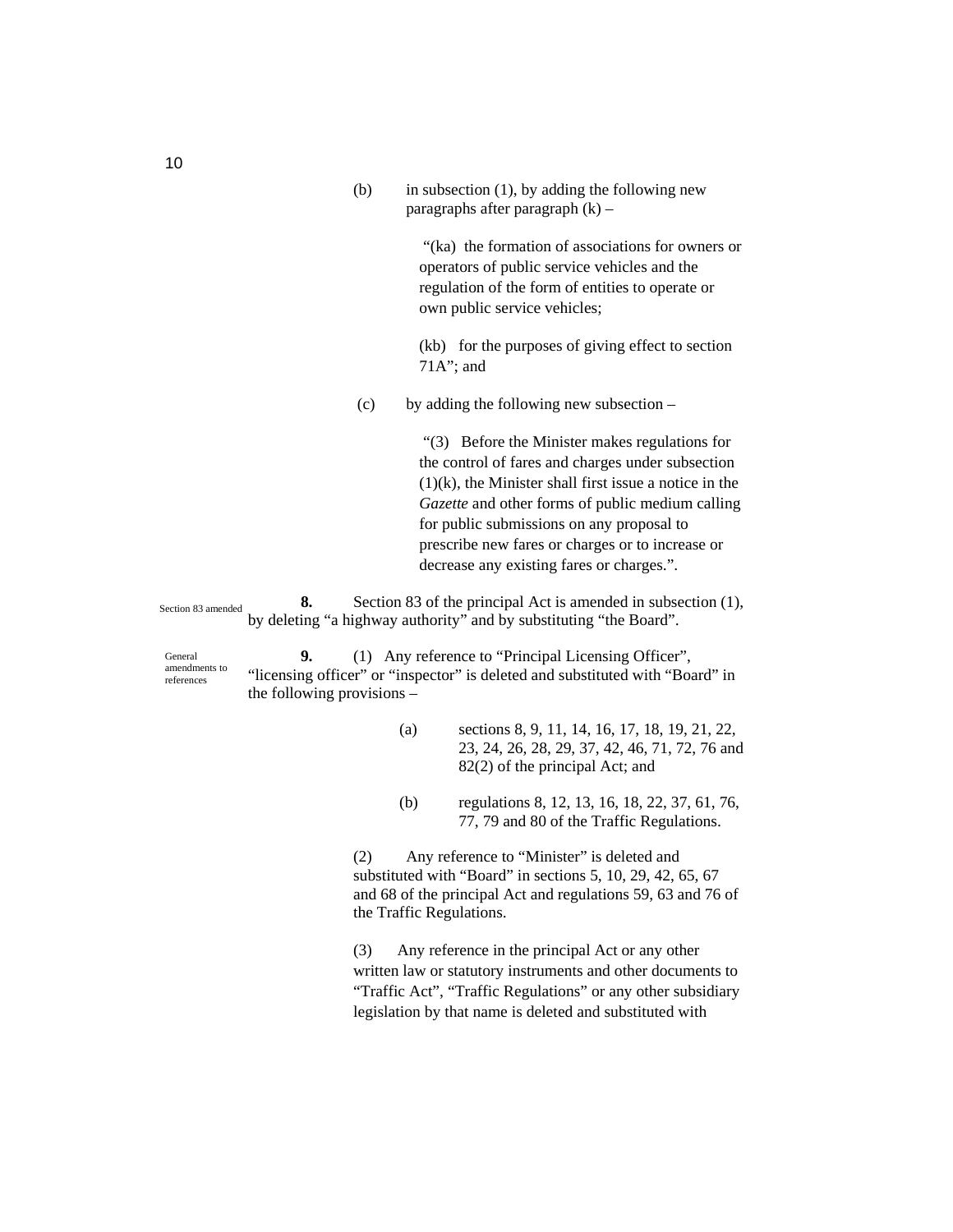(b) in subsection (1), by adding the following new paragraphs after paragraph (k) –

> "(ka) the formation of associations for owners or operators of public service vehicles and the regulation of the form of entities to operate or own public service vehicles;
>
> (kb) for the purposes of giving effect to section 71A"; and

(c) by adding the following new subsection –

> "(3) Before the Minister makes regulations for the control of fares and charges under subsection (1)(k), the Minister shall first issue a notice in the *Gazette* and other forms of public medium calling for public submissions on any proposal to prescribe new fares or charges or to increase or decrease any existing fares or charges.".

Section 83 amended

**8.** Section 83 of the principal Act is amended in subsection (1), by deleting "a highway authority" and by substituting "the Board".

General amendments to references

**9.** (1) Any reference to "Principal Licensing Officer", "licensing officer" or "inspector" is deleted and substituted with "Board" in the following provisions –

(a) sections 8, 9, 11, 14, 16, 17, 18, 19, 21, 22, 23, 24, 26, 28, 29, 37, 42, 46, 71, 72, 76 and 82(2) of the principal Act; and

(b) regulations 8, 12, 13, 16, 18, 22, 37, 61, 76, 77, 79 and 80 of the Traffic Regulations.

(2) Any reference to "Minister" is deleted and substituted with "Board" in sections 5, 10, 29, 42, 65, 67 and 68 of the principal Act and regulations 59, 63 and 76 of the Traffic Regulations.

(3) Any reference in the principal Act or any other written law or statutory instruments and other documents to "Traffic Act", "Traffic Regulations" or any other subsidiary legislation by that name is deleted and substituted with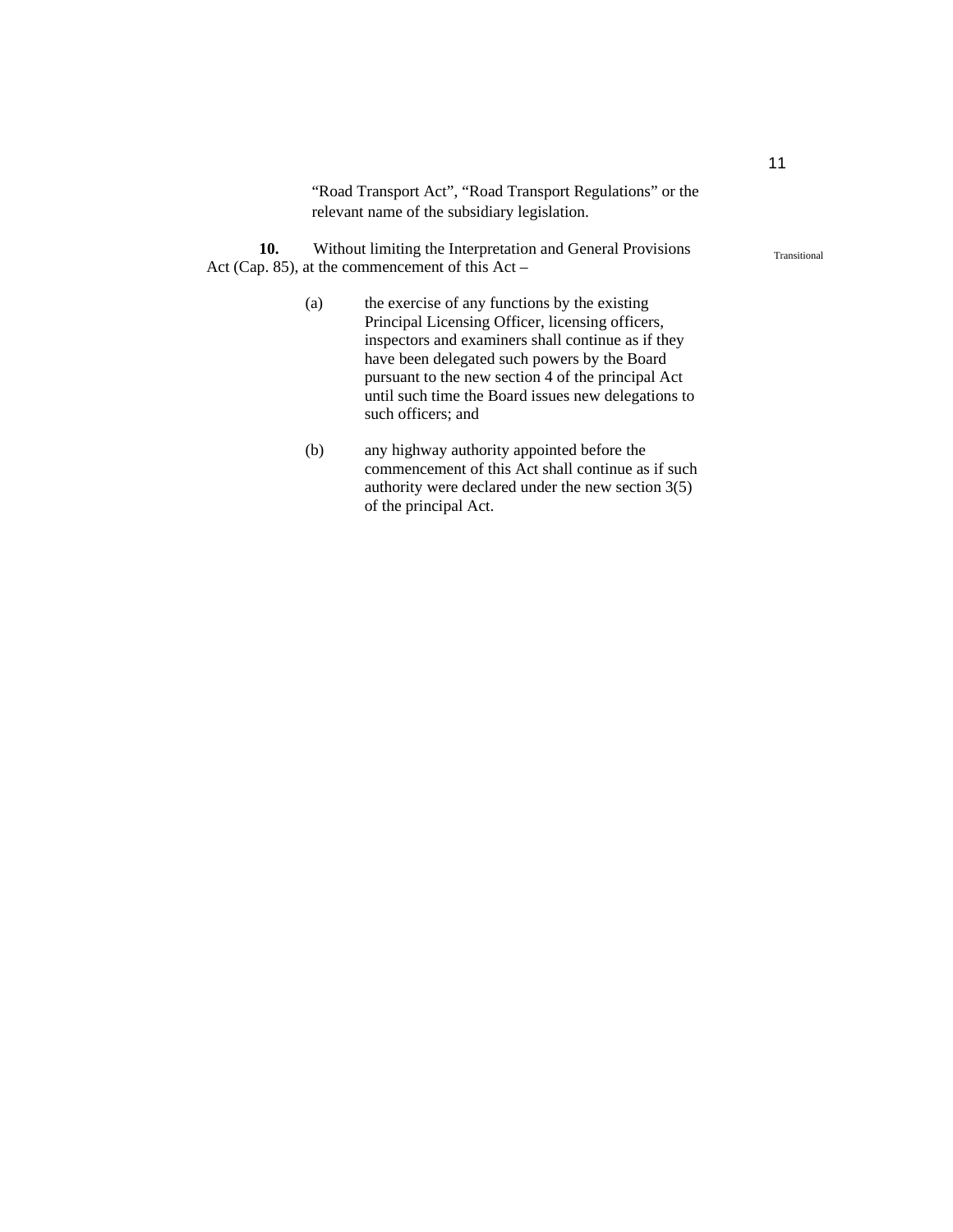"Road Transport Act", "Road Transport Regulations" or the relevant name of the subsidiary legislation.

Transitional

**10.** Without limiting the Interpretation and General Provisions Act (Cap. 85), at the commencement of this Act –

(a) the exercise of any functions by the existing Principal Licensing Officer, licensing officers, inspectors and examiners shall continue as if they have been delegated such powers by the Board pursuant to the new section 4 of the principal Act until such time the Board issues new delegations to such officers; and

(b) any highway authority appointed before the commencement of this Act shall continue as if such authority were declared under the new section 3(5) of the principal Act.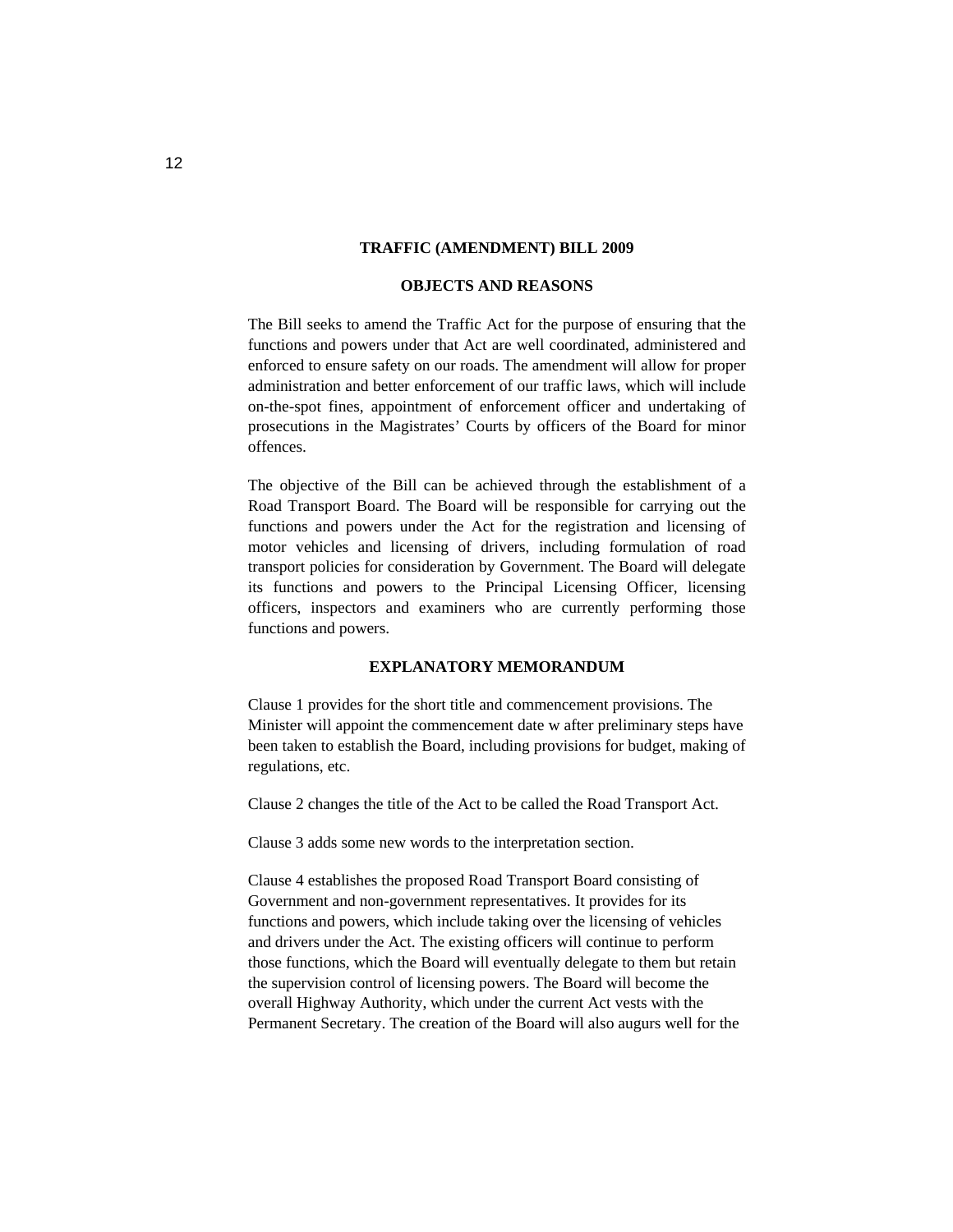**TRAFFIC (AMENDMENT) BILL 2009**

**OBJECTS AND REASONS**

The Bill seeks to amend the Traffic Act for the purpose of ensuring that the functions and powers under that Act are well coordinated, administered and enforced to ensure safety on our roads. The amendment will allow for proper administration and better enforcement of our traffic laws, which will include on-the-spot fines, appointment of enforcement officer and undertaking of prosecutions in the Magistrates' Courts by officers of the Board for minor offences.

The objective of the Bill can be achieved through the establishment of a Road Transport Board. The Board will be responsible for carrying out the functions and powers under the Act for the registration and licensing of motor vehicles and licensing of drivers, including formulation of road transport policies for consideration by Government. The Board will delegate its functions and powers to the Principal Licensing Officer, licensing officers, inspectors and examiners who are currently performing those functions and powers.

**EXPLANATORY MEMORANDUM**

Clause 1 provides for the short title and commencement provisions. The Minister will appoint the commencement date w after preliminary steps have been taken to establish the Board, including provisions for budget, making of regulations, etc.

Clause 2 changes the title of the Act to be called the Road Transport Act.

Clause 3 adds some new words to the interpretation section.

Clause 4 establishes the proposed Road Transport Board consisting of Government and non-government representatives. It provides for its functions and powers, which include taking over the licensing of vehicles and drivers under the Act. The existing officers will continue to perform those functions, which the Board will eventually delegate to them but retain the supervision control of licensing powers. The Board will become the overall Highway Authority, which under the current Act vests with the Permanent Secretary. The creation of the Board will also augurs well for the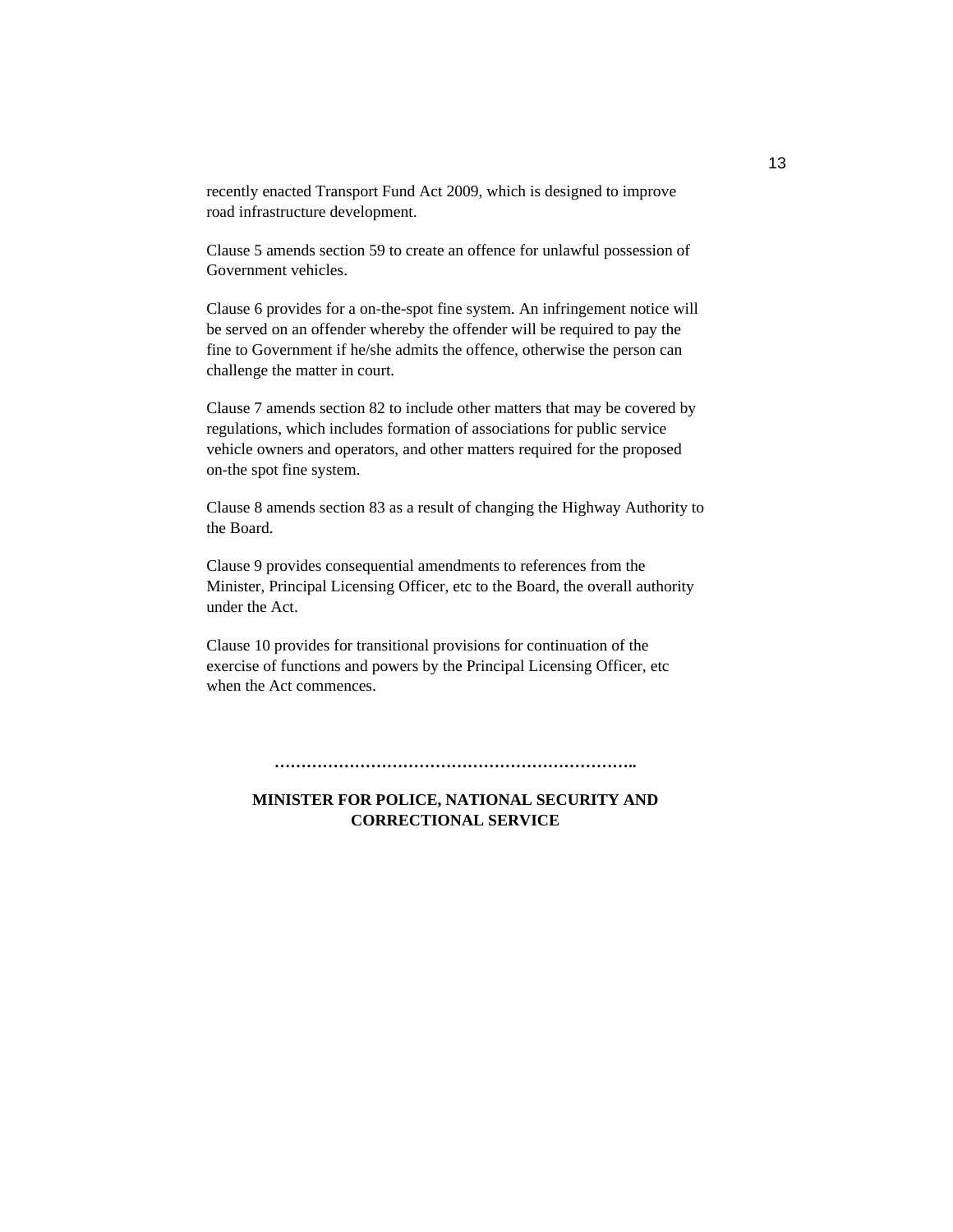recently enacted Transport Fund Act 2009, which is designed to improve road infrastructure development.

Clause 5 amends section 59 to create an offence for unlawful possession of Government vehicles.

Clause 6 provides for a on-the-spot fine system. An infringement notice will be served on an offender whereby the offender will be required to pay the fine to Government if he/she admits the offence, otherwise the person can challenge the matter in court.

Clause 7 amends section 82 to include other matters that may be covered by regulations, which includes formation of associations for public service vehicle owners and operators, and other matters required for the proposed on-the spot fine system.

Clause 8 amends section 83 as a result of changing the Highway Authority to the Board.

Clause 9 provides consequential amendments to references from the Minister, Principal Licensing Officer, etc to the Board, the overall authority under the Act.

Clause 10 provides for transitional provisions for continuation of the exercise of functions and powers by the Principal Licensing Officer, etc when the Act commences.

**…………………………………………………………..**

**MINISTER FOR POLICE, NATIONAL SECURITY AND CORRECTIONAL SERVICE**